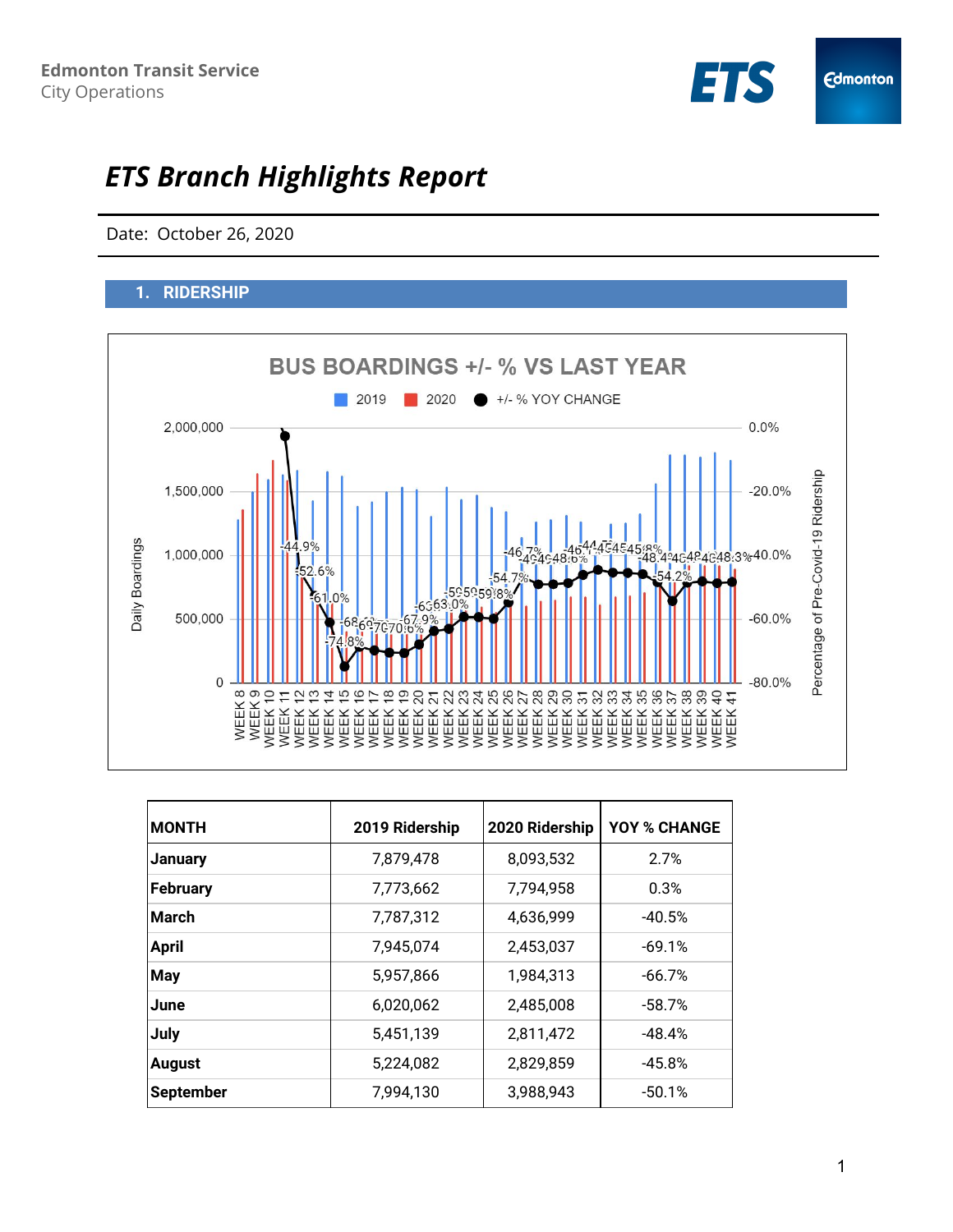Edmonton Transit Service
City Operations

# *ETS Branch Highlights Report*

Date: October 26, 2020

## 1. RIDERSHIP

| MONTH | 2019 Ridership | 2020 Ridership | YOY % CHANGE |
|---|---|---|---|
| January | 7,879,478 | 8,093,532 | 2.7% |
| February | 7,773,662 | 7,794,958 | 0.3% |
| March | 7,787,312 | 4,636,999 | -40.5% |
| April | 7,945,074 | 2,453,037 | -69.1% |
| May | 5,957,866 | 1,984,313 | -66.7% |
| June | 6,020,062 | 2,485,008 | -58.7% |
| July | 5,451,139 | 2,811,472 | -48.4% |
| August | 5,224,082 | 2,829,859 | -45.8% |
| September | 7,994,130 | 3,988,943 | -50.1% |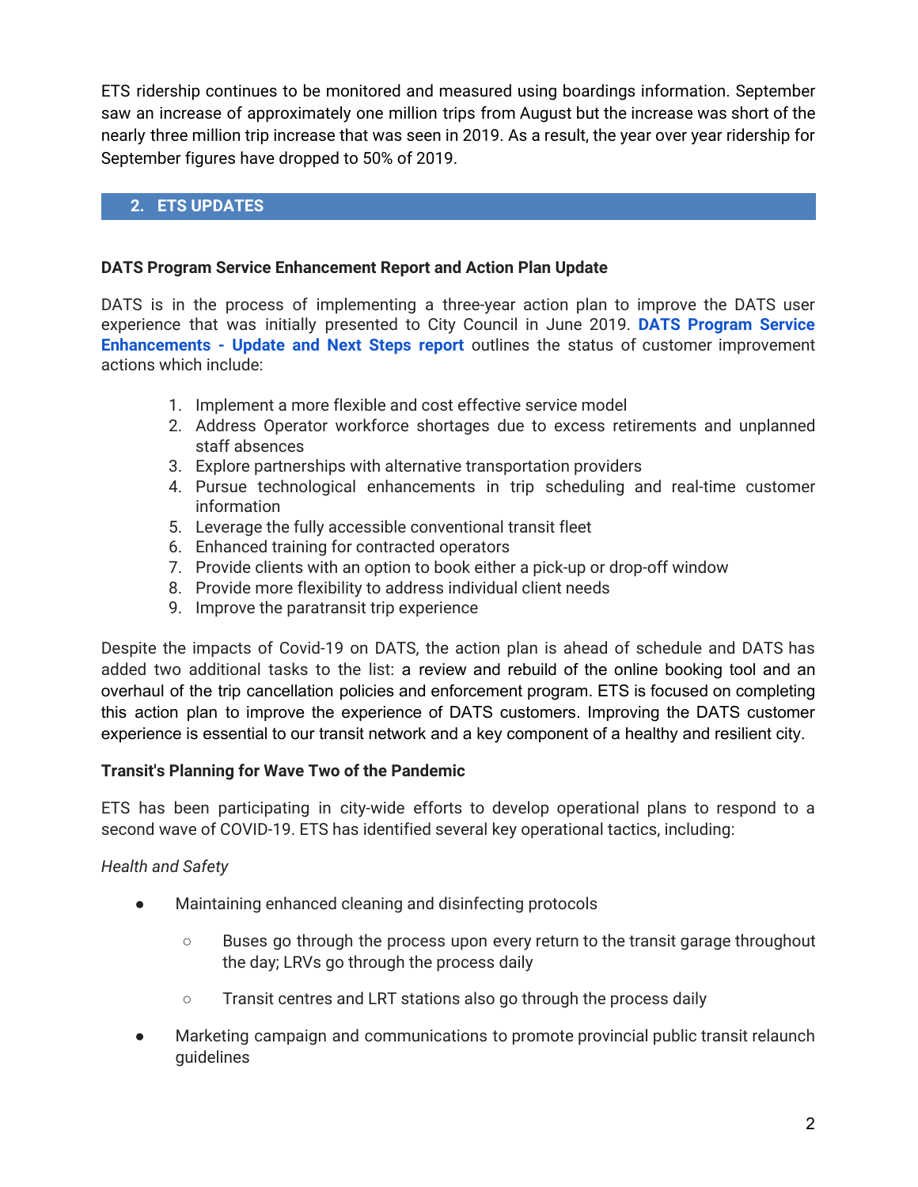ETS ridership continues to be monitored and measured using boardings information. September saw an increase of approximately one million trips from August but the increase was short of the nearly three million trip increase that was seen in 2019. As a result, the year over year ridership for September figures have dropped to 50% of 2019.

## 2. ETS UPDATES

**DATS Program Service Enhancement Report and Action Plan Update**

DATS is in the process of implementing a three-year action plan to improve the DATS user experience that was initially presented to City Council in June 2019. **DATS Program Service Enhancements - Update and Next Steps report** outlines the status of customer improvement actions which include:

1. Implement a more flexible and cost effective service model
2. Address Operator workforce shortages due to excess retirements and unplanned staff absences
3. Explore partnerships with alternative transportation providers
4. Pursue technological enhancements in trip scheduling and real-time customer information
5. Leverage the fully accessible conventional transit fleet
6. Enhanced training for contracted operators
7. Provide clients with an option to book either a pick-up or drop-off window
8. Provide more flexibility to address individual client needs
9. Improve the paratransit trip experience

Despite the impacts of Covid-19 on DATS, the action plan is ahead of schedule and DATS has added two additional tasks to the list: a review and rebuild of the online booking tool and an overhaul of the trip cancellation policies and enforcement program. ETS is focused on completing this action plan to improve the experience of DATS customers. Improving the DATS customer experience is essential to our transit network and a key component of a healthy and resilient city.

**Transit's Planning for Wave Two of the Pandemic**

ETS has been participating in city-wide efforts to develop operational plans to respond to a second wave of COVID-19. ETS has identified several key operational tactics, including:

*Health and Safety*

- Maintaining enhanced cleaning and disinfecting protocols
  - Buses go through the process upon every return to the transit garage throughout the day; LRVs go through the process daily
  - Transit centres and LRT stations also go through the process daily
- Marketing campaign and communications to promote provincial public transit relaunch guidelines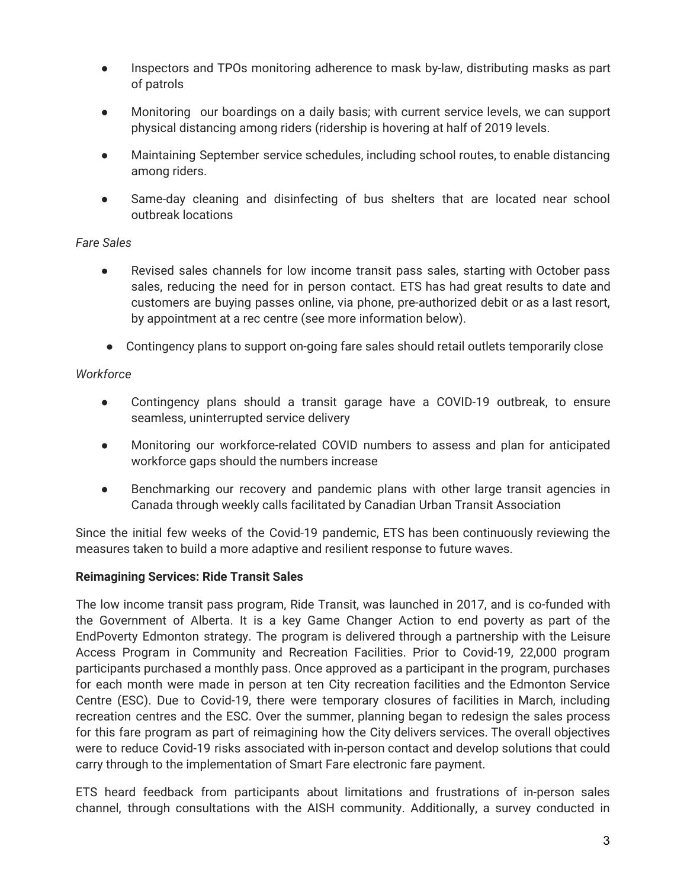- Inspectors and TPOs monitoring adherence to mask by-law, distributing masks as part of patrols
- Monitoring our boardings on a daily basis; with current service levels, we can support physical distancing among riders (ridership is hovering at half of 2019 levels.
- Maintaining September service schedules, including school routes, to enable distancing among riders.
- Same-day cleaning and disinfecting of bus shelters that are located near school outbreak locations

*Fare Sales*

- Revised sales channels for low income transit pass sales, starting with October pass sales, reducing the need for in person contact. ETS has had great results to date and customers are buying passes online, via phone, pre-authorized debit or as a last resort, by appointment at a rec centre (see more information below).
- Contingency plans to support on-going fare sales should retail outlets temporarily close

*Workforce*

- Contingency plans should a transit garage have a COVID-19 outbreak, to ensure seamless, uninterrupted service delivery
- Monitoring our workforce-related COVID numbers to assess and plan for anticipated workforce gaps should the numbers increase
- Benchmarking our recovery and pandemic plans with other large transit agencies in Canada through weekly calls facilitated by Canadian Urban Transit Association

Since the initial few weeks of the Covid-19 pandemic, ETS has been continuously reviewing the measures taken to build a more adaptive and resilient response to future waves.

**Reimagining Services: Ride Transit Sales**

The low income transit pass program, Ride Transit, was launched in 2017, and is co-funded with the Government of Alberta. It is a key Game Changer Action to end poverty as part of the EndPoverty Edmonton strategy. The program is delivered through a partnership with the Leisure Access Program in Community and Recreation Facilities. Prior to Covid-19, 22,000 program participants purchased a monthly pass. Once approved as a participant in the program, purchases for each month were made in person at ten City recreation facilities and the Edmonton Service Centre (ESC). Due to Covid-19, there were temporary closures of facilities in March, including recreation centres and the ESC. Over the summer, planning began to redesign the sales process for this fare program as part of reimagining how the City delivers services. The overall objectives were to reduce Covid-19 risks associated with in-person contact and develop solutions that could carry through to the implementation of Smart Fare electronic fare payment.

ETS heard feedback from participants about limitations and frustrations of in-person sales channel, through consultations with the AISH community. Additionally, a survey conducted in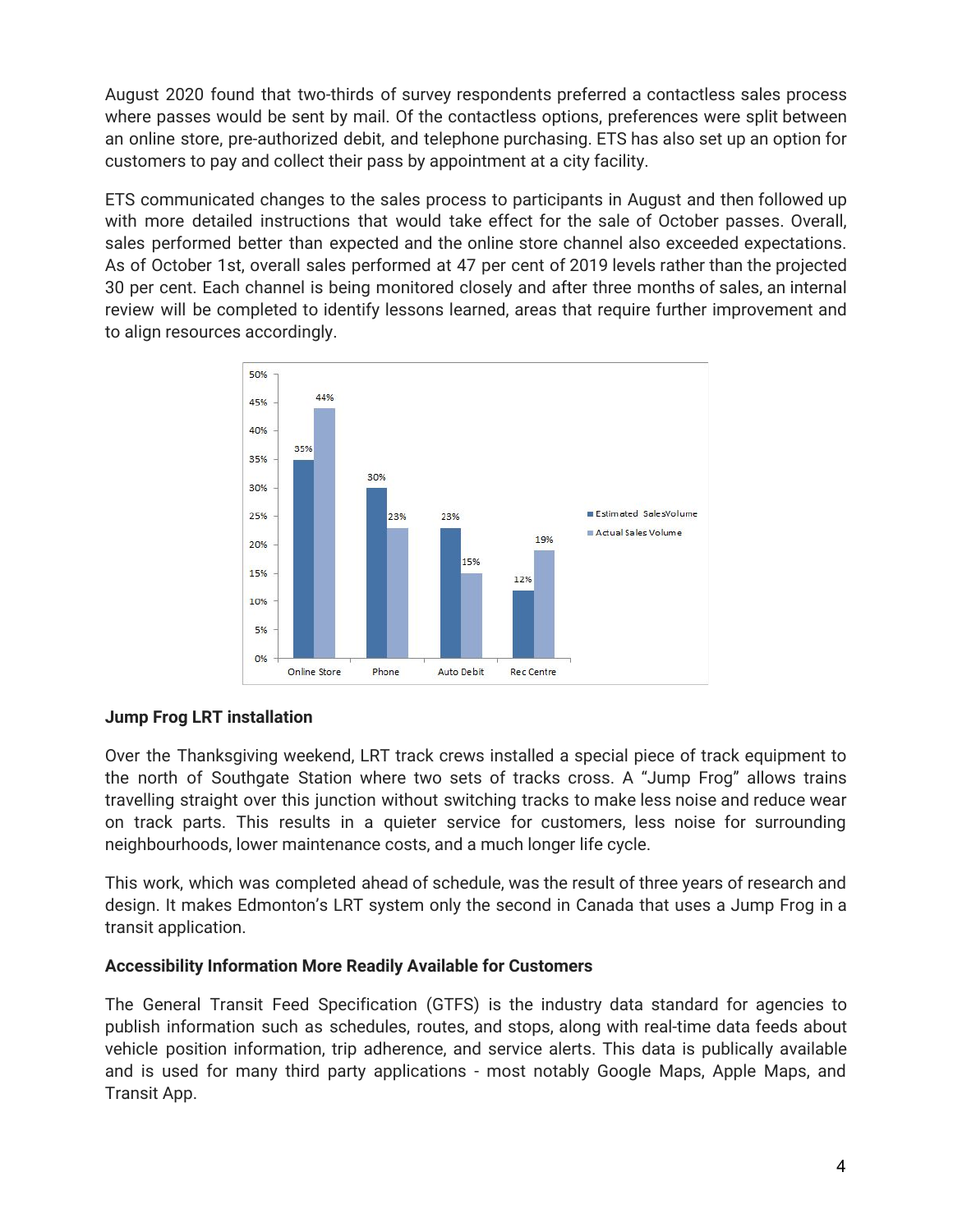August 2020 found that two-thirds of survey respondents preferred a contactless sales process where passes would be sent by mail. Of the contactless options, preferences were split between an online store, pre-authorized debit, and telephone purchasing. ETS has also set up an option for customers to pay and collect their pass by appointment at a city facility.

ETS communicated changes to the sales process to participants in August and then followed up with more detailed instructions that would take effect for the sale of October passes. Overall, sales performed better than expected and the online store channel also exceeded expectations. As of October 1st, overall sales performed at 47 per cent of 2019 levels rather than the projected 30 per cent. Each channel is being monitored closely and after three months of sales, an internal review will be completed to identify lessons learned, areas that require further improvement and to align resources accordingly.

| | Estimated Sales Volume | Actual Sales Volume |
| --- | --- | --- |
| Online Store | 35% | 44% |
| Phone | 30% | 23% |
| Auto Debit | 23% | 15% |
| Rec Centre | 12% | 19% |

## Jump Frog LRT installation

Over the Thanksgiving weekend, LRT track crews installed a special piece of track equipment to the north of Southgate Station where two sets of tracks cross. A "Jump Frog" allows trains travelling straight over this junction without switching tracks to make less noise and reduce wear on track parts. This results in a quieter service for customers, less noise for surrounding neighbourhoods, lower maintenance costs, and a much longer life cycle.

This work, which was completed ahead of schedule, was the result of three years of research and design. It makes Edmonton's LRT system only the second in Canada that uses a Jump Frog in a transit application.

## Accessibility Information More Readily Available for Customers

The General Transit Feed Specification (GTFS) is the industry data standard for agencies to publish information such as schedules, routes, and stops, along with real-time data feeds about vehicle position information, trip adherence, and service alerts. This data is publically available and is used for many third party applications - most notably Google Maps, Apple Maps, and Transit App.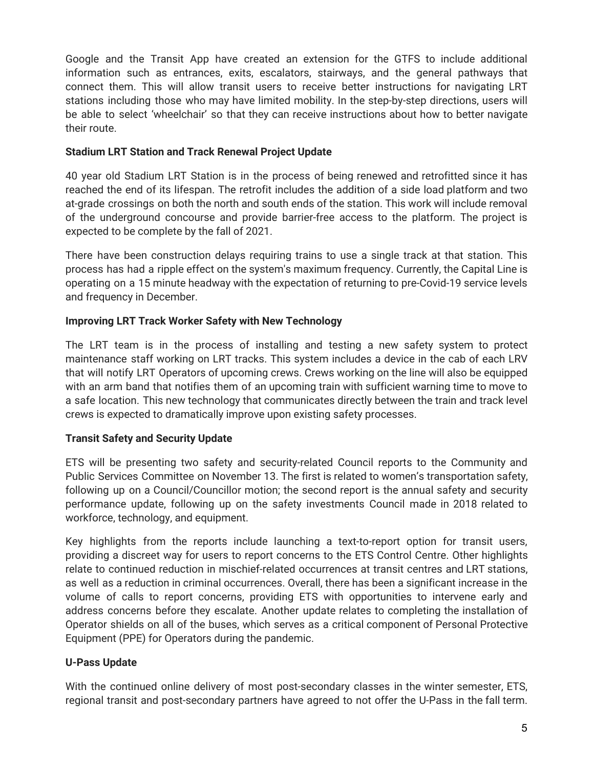Google and the Transit App have created an extension for the GTFS to include additional information such as entrances, exits, escalators, stairways, and the general pathways that connect them. This will allow transit users to receive better instructions for navigating LRT stations including those who may have limited mobility. In the step-by-step directions, users will be able to select 'wheelchair' so that they can receive instructions about how to better navigate their route.

**Stadium LRT Station and Track Renewal Project Update**

40 year old Stadium LRT Station is in the process of being renewed and retrofitted since it has reached the end of its lifespan. The retrofit includes the addition of a side load platform and two at-grade crossings on both the north and south ends of the station. This work will include removal of the underground concourse and provide barrier-free access to the platform. The project is expected to be complete by the fall of 2021.

There have been construction delays requiring trains to use a single track at that station. This process has had a ripple effect on the system's maximum frequency. Currently, the Capital Line is operating on a 15 minute headway with the expectation of returning to pre-Covid-19 service levels and frequency in December.

**Improving LRT Track Worker Safety with New Technology**

The LRT team is in the process of installing and testing a new safety system to protect maintenance staff working on LRT tracks. This system includes a device in the cab of each LRV that will notify LRT Operators of upcoming crews. Crews working on the line will also be equipped with an arm band that notifies them of an upcoming train with sufficient warning time to move to a safe location. This new technology that communicates directly between the train and track level crews is expected to dramatically improve upon existing safety processes.

**Transit Safety and Security Update**

ETS will be presenting two safety and security-related Council reports to the Community and Public Services Committee on November 13. The first is related to women's transportation safety, following up on a Council/Councillor motion; the second report is the annual safety and security performance update, following up on the safety investments Council made in 2018 related to workforce, technology, and equipment.

Key highlights from the reports include launching a text-to-report option for transit users, providing a discreet way for users to report concerns to the ETS Control Centre. Other highlights relate to continued reduction in mischief-related occurrences at transit centres and LRT stations, as well as a reduction in criminal occurrences. Overall, there has been a significant increase in the volume of calls to report concerns, providing ETS with opportunities to intervene early and address concerns before they escalate. Another update relates to completing the installation of Operator shields on all of the buses, which serves as a critical component of Personal Protective Equipment (PPE) for Operators during the pandemic.

**U-Pass Update**

With the continued online delivery of most post-secondary classes in the winter semester, ETS, regional transit and post-secondary partners have agreed to not offer the U-Pass in the fall term.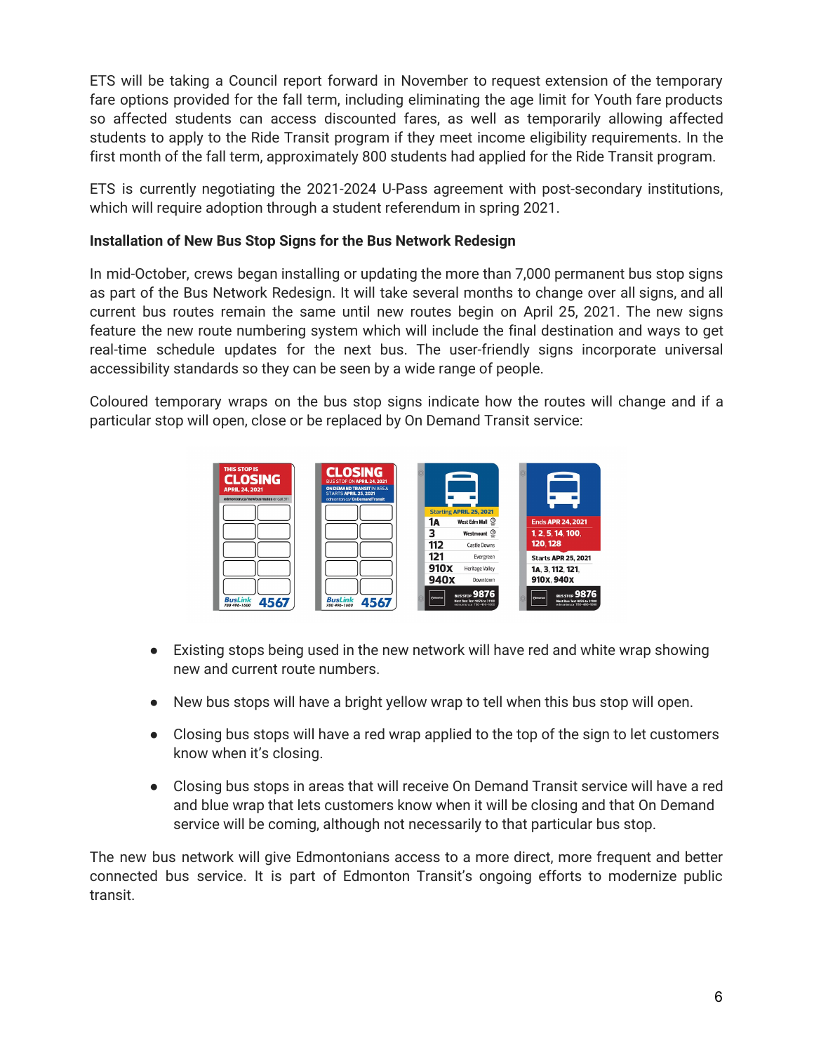ETS will be taking a Council report forward in November to request extension of the temporary fare options provided for the fall term, including eliminating the age limit for Youth fare products so affected students can access discounted fares, as well as temporarily allowing affected students to apply to the Ride Transit program if they meet income eligibility requirements. In the first month of the fall term, approximately 800 students had applied for the Ride Transit program.

ETS is currently negotiating the 2021-2024 U-Pass agreement with post-secondary institutions, which will require adoption through a student referendum in spring 2021.

**Installation of New Bus Stop Signs for the Bus Network Redesign**

In mid-October, crews began installing or updating the more than 7,000 permanent bus stop signs as part of the Bus Network Redesign. It will take several months to change over all signs, and all current bus routes remain the same until new routes begin on April 25, 2021. The new signs feature the new route numbering system which will include the final destination and ways to get real-time schedule updates for the next bus. The user-friendly signs incorporate universal accessibility standards so they can be seen by a wide range of people.

Coloured temporary wraps on the bus stop signs indicate how the routes will change and if a particular stop will open, close or be replaced by On Demand Transit service:

- Existing stops being used in the new network will have red and white wrap showing new and current route numbers.
- New bus stops will have a bright yellow wrap to tell when this bus stop will open.
- Closing bus stops will have a red wrap applied to the top of the sign to let customers know when it's closing.
- Closing bus stops in areas that will receive On Demand Transit service will have a red and blue wrap that lets customers know when it will be closing and that On Demand service will be coming, although not necessarily to that particular bus stop.

The new bus network will give Edmontonians access to a more direct, more frequent and better connected bus service. It is part of Edmonton Transit's ongoing efforts to modernize public transit.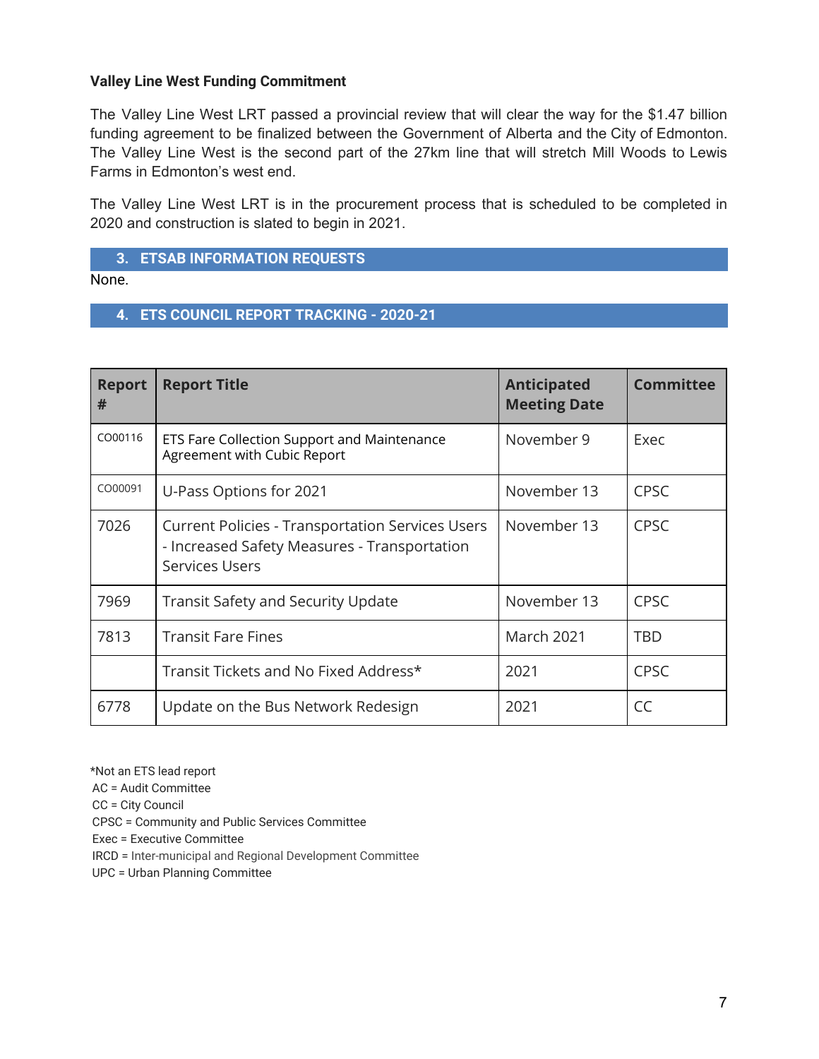**Valley Line West Funding Commitment**

The Valley Line West LRT passed a provincial review that will clear the way for the $1.47 billion funding agreement to be finalized between the Government of Alberta and the City of Edmonton. The Valley Line West is the second part of the 27km line that will stretch Mill Woods to Lewis Farms in Edmonton's west end.

The Valley Line West LRT is in the procurement process that is scheduled to be completed in 2020 and construction is slated to begin in 2021.

## 3. ETSAB INFORMATION REQUESTS

None.

## 4. ETS COUNCIL REPORT TRACKING - 2020-21

| Report # | Report Title | Anticipated Meeting Date | Committee |
|---|---|---|---|
| CO00116 | ETS Fare Collection Support and Maintenance Agreement with Cubic Report | November 9 | Exec |
| CO00091 | U-Pass Options for 2021 | November 13 | CPSC |
| 7026 | Current Policies - Transportation Services Users - Increased Safety Measures - Transportation Services Users | November 13 | CPSC |
| 7969 | Transit Safety and Security Update | November 13 | CPSC |
| 7813 | Transit Fare Fines | March 2021 | TBD |
| | Transit Tickets and No Fixed Address* | 2021 | CPSC |
| 6778 | Update on the Bus Network Redesign | 2021 | CC |

*Not an ETS lead report
AC = Audit Committee
CC = City Council
CPSC = Community and Public Services Committee
Exec = Executive Committee
IRCD = Inter-municipal and Regional Development Committee
UPC = Urban Planning Committee